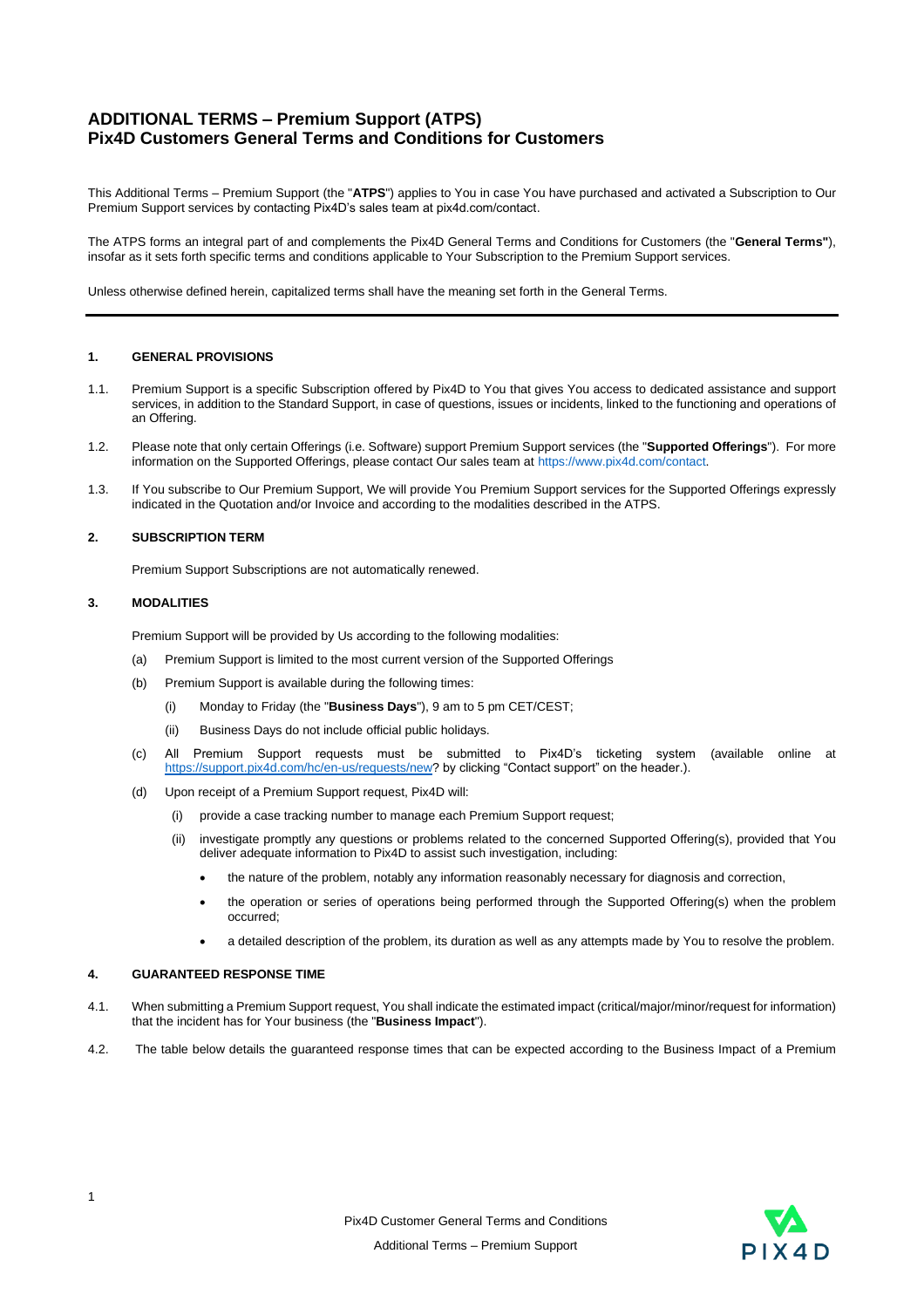# ADDITIONAL TERMS – Premium Support (ATPS)
# Pix4D Customers General Terms and Conditions for Customers

This Additional Terms – Premium Support (the "**ATPS**") applies to You in case You have purchased and activated a Subscription to Our Premium Support services by contacting Pix4D's sales team at pix4d.com/contact.

The ATPS forms an integral part of and complements the Pix4D General Terms and Conditions for Customers (the "**General Terms"**), insofar as it sets forth specific terms and conditions applicable to Your Subscription to the Premium Support services.

Unless otherwise defined herein, capitalized terms shall have the meaning set forth in the General Terms.

---

## 1. GENERAL PROVISIONS

1.1. Premium Support is a specific Subscription offered by Pix4D to You that gives You access to dedicated assistance and support services, in addition to the Standard Support, in case of questions, issues or incidents, linked to the functioning and operations of an Offering.

1.2. Please note that only certain Offerings (i.e. Software) support Premium Support services (the "**Supported Offerings**"). For more information on the Supported Offerings, please contact Our sales team at https://www.pix4d.com/contact.

1.3. If You subscribe to Our Premium Support, We will provide You Premium Support services for the Supported Offerings expressly indicated in the Quotation and/or Invoice and according to the modalities described in the ATPS.

## 2. SUBSCRIPTION TERM

Premium Support Subscriptions are not automatically renewed.

## 3. MODALITIES

Premium Support will be provided by Us according to the following modalities:

(a) Premium Support is limited to the most current version of the Supported Offerings

(b) Premium Support is available during the following times:

  (i) Monday to Friday (the "**Business Days**"), 9 am to 5 pm CET/CEST;

  (ii) Business Days do not include official public holidays.

(c) All Premium Support requests must be submitted to Pix4D's ticketing system (available online at https://support.pix4d.com/hc/en-us/requests/new? by clicking "Contact support" on the header.).

(d) Upon receipt of a Premium Support request, Pix4D will:

  (i) provide a case tracking number to manage each Premium Support request;

  (ii) investigate promptly any questions or problems related to the concerned Supported Offering(s), provided that You deliver adequate information to Pix4D to assist such investigation, including:

  - the nature of the problem, notably any information reasonably necessary for diagnosis and correction,
  - the operation or series of operations being performed through the Supported Offering(s) when the problem occurred;
  - a detailed description of the problem, its duration as well as any attempts made by You to resolve the problem.

## 4. GUARANTEED RESPONSE TIME

4.1. When submitting a Premium Support request, You shall indicate the estimated impact (critical/major/minor/request for information) that the incident has for Your business (the "**Business Impact**").

4.2. The table below details the guaranteed response times that can be expected according to the Business Impact of a Premium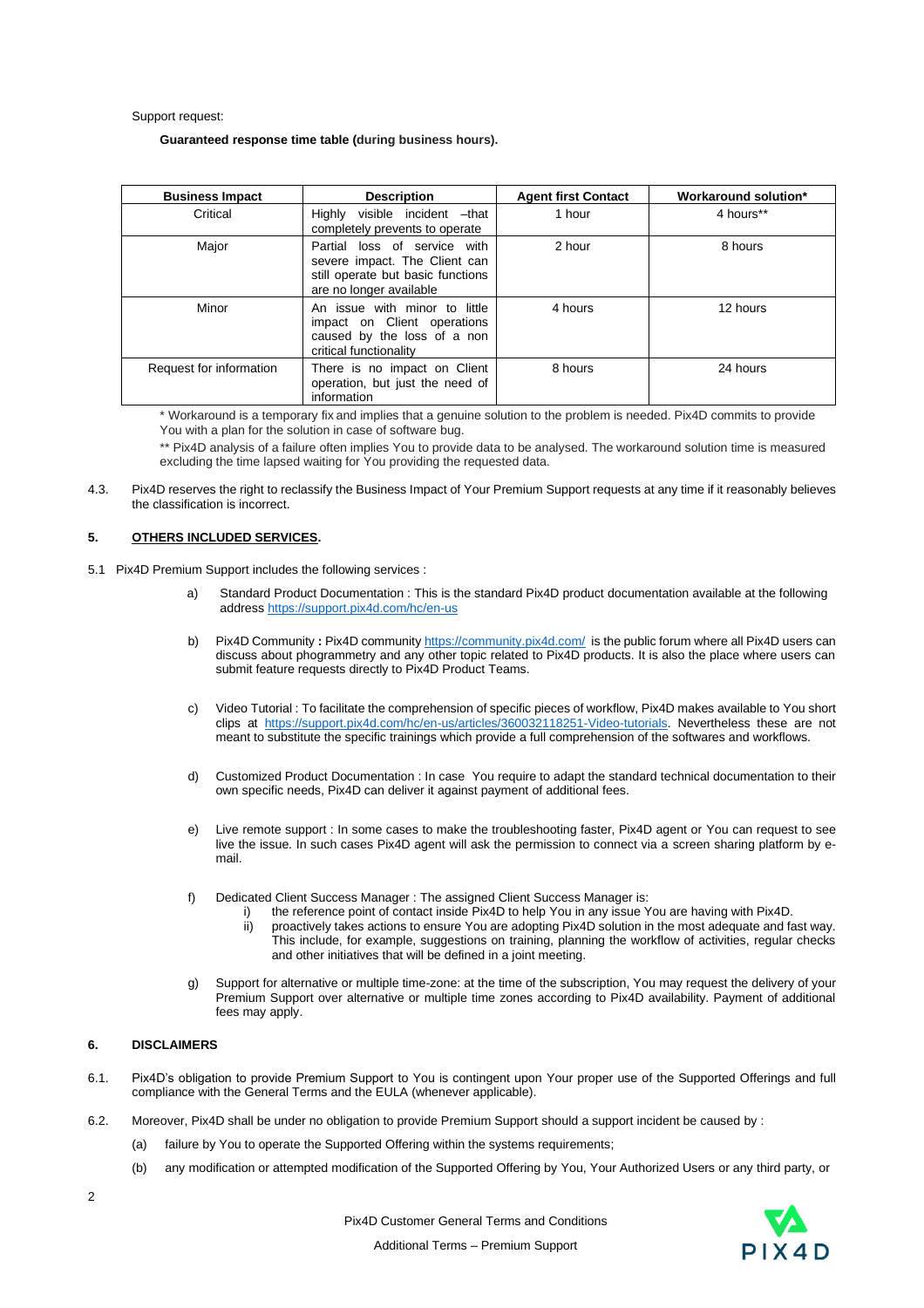Support request:

**Guaranteed response time table (during business hours).**

| Business Impact | Description | Agent first Contact | Workaround solution* |
|---|---|---|---|
| Critical | Highly visible incident –that completely prevents to operate | 1 hour | 4 hours** |
| Major | Partial loss of service with severe impact. The Client can still operate but basic functions are no longer available | 2 hour | 8 hours |
| Minor | An issue with minor to little impact on Client operations caused by the loss of a non critical functionality | 4 hours | 12 hours |
| Request for information | There is no impact on Client operation, but just the need of information | 8 hours | 24 hours |

* Workaround is a temporary fix and implies that a genuine solution to the problem is needed. Pix4D commits to provide You with a plan for the solution in case of software bug.

** Pix4D analysis of a failure often implies You to provide data to be analysed. The workaround solution time is measured excluding the time lapsed waiting for You providing the requested data.

4.3. Pix4D reserves the right to reclassify the Business Impact of Your Premium Support requests at any time if it reasonably believes the classification is incorrect.

## 5. OTHERS INCLUDED SERVICES.

5.1 Pix4D Premium Support includes the following services :

a) Standard Product Documentation : This is the standard Pix4D product documentation available at the following address https://support.pix4d.com/hc/en-us

b) Pix4D Community **:** Pix4D community https://community.pix4d.com/ is the public forum where all Pix4D users can discuss about phogrammetry and any other topic related to Pix4D products. It is also the place where users can submit feature requests directly to Pix4D Product Teams.

c) Video Tutorial : To facilitate the comprehension of specific pieces of workflow, Pix4D makes available to You short clips at https://support.pix4d.com/hc/en-us/articles/360032118251-Video-tutorials. Nevertheless these are not meant to substitute the specific trainings which provide a full comprehension of the softwares and workflows.

d) Customized Product Documentation : In case You require to adapt the standard technical documentation to their own specific needs, Pix4D can deliver it against payment of additional fees.

e) Live remote support : In some cases to make the troubleshooting faster, Pix4D agent or You can request to see live the issue. In such cases Pix4D agent will ask the permission to connect via a screen sharing platform by e-mail.

f) Dedicated Client Success Manager : The assigned Client Success Manager is:
   i) the reference point of contact inside Pix4D to help You in any issue You are having with Pix4D.
   ii) proactively takes actions to ensure You are adopting Pix4D solution in the most adequate and fast way. This include, for example, suggestions on training, planning the workflow of activities, regular checks and other initiatives that will be defined in a joint meeting.

g) Support for alternative or multiple time-zone: at the time of the subscription, You may request the delivery of your Premium Support over alternative or multiple time zones according to Pix4D availability. Payment of additional fees may apply.

## 6. DISCLAIMERS

6.1. Pix4D's obligation to provide Premium Support to You is contingent upon Your proper use of the Supported Offerings and full compliance with the General Terms and the EULA (whenever applicable).

6.2. Moreover, Pix4D shall be under no obligation to provide Premium Support should a support incident be caused by :

(a) failure by You to operate the Supported Offering within the systems requirements;

(b) any modification or attempted modification of the Supported Offering by You, Your Authorized Users or any third party, or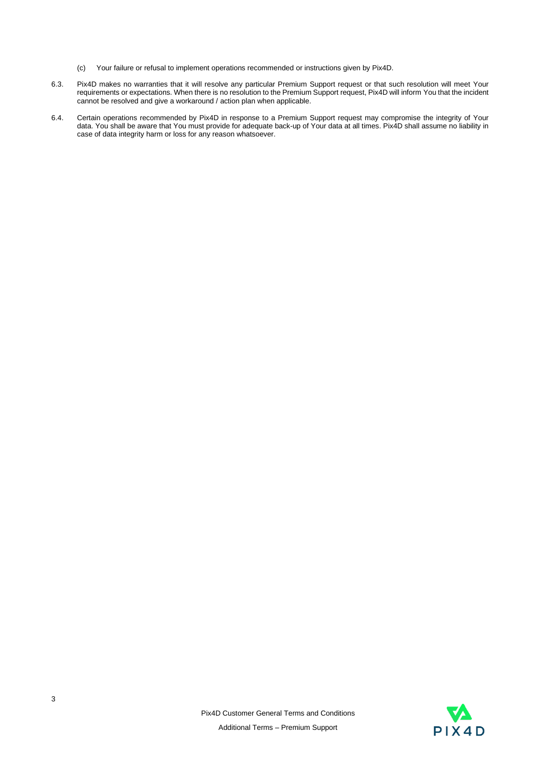(c) Your failure or refusal to implement operations recommended or instructions given by Pix4D.

6.3. Pix4D makes no warranties that it will resolve any particular Premium Support request or that such resolution will meet Your requirements or expectations. When there is no resolution to the Premium Support request, Pix4D will inform You that the incident cannot be resolved and give a workaround / action plan when applicable.

6.4. Certain operations recommended by Pix4D in response to a Premium Support request may compromise the integrity of Your data. You shall be aware that You must provide for adequate back-up of Your data at all times. Pix4D shall assume no liability in case of data integrity harm or loss for any reason whatsoever.